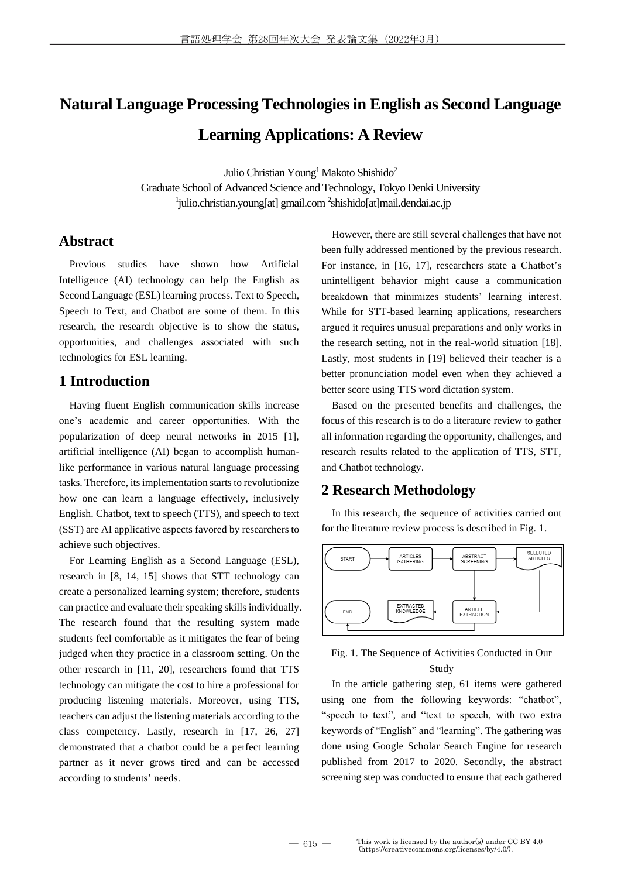# Natural Language Processing Technologies in English as Second Language Learning Applications: A Review

Julio Christian Young[1] Makoto Shishido[2]

Graduate School of Advanced Science and Technology, Tokyo Denki University

[1]julio.christian.young[at].gmail.com [2]shishido[at]mail.dendai.ac.jp

## Abstract

Previous studies have shown how Artificial Intelligence (AI) technology can help the English as Second Language (ESL) learning process. Text to Speech, Speech to Text, and Chatbot are some of them. In this research, the research objective is to show the status, opportunities, and challenges associated with such technologies for ESL learning.

## 1 Introduction

Having fluent English communication skills increase one's academic and career opportunities. With the popularization of deep neural networks in 2015 [1], artificial intelligence (AI) began to accomplish human-like performance in various natural language processing tasks. Therefore, its implementation starts to revolutionize how one can learn a language effectively, inclusively English. Chatbot, text to speech (TTS), and speech to text (SST) are AI applicative aspects favored by researchers to achieve such objectives.

For Learning English as a Second Language (ESL), research in [8, 14, 15] shows that STT technology can create a personalized learning system; therefore, students can practice and evaluate their speaking skills individually. The research found that the resulting system made students feel comfortable as it mitigates the fear of being judged when they practice in a classroom setting. On the other research in [11, 20], researchers found that TTS technology can mitigate the cost to hire a professional for producing listening materials. Moreover, using TTS, teachers can adjust the listening materials according to the class competency. Lastly, research in [17, 26, 27] demonstrated that a chatbot could be a perfect learning partner as it never grows tired and can be accessed according to students' needs.

However, there are still several challenges that have not been fully addressed mentioned by the previous research. For instance, in [16, 17], researchers state a Chatbot's unintelligent behavior might cause a communication breakdown that minimizes students' learning interest. While for STT-based learning applications, researchers argued it requires unusual preparations and only works in the research setting, not in the real-world situation [18]. Lastly, most students in [19] believed their teacher is a better pronunciation model even when they achieved a better score using TTS word dictation system.

Based on the presented benefits and challenges, the focus of this research is to do a literature review to gather all information regarding the opportunity, challenges, and research results related to the application of TTS, STT, and Chatbot technology.

## 2 Research Methodology

In this research, the sequence of activities carried out for the literature review process is described in Fig. 1.

START → ARTICLES GATHERING → ABSTRACT SCREENING → SELECTED ARTICLES → ARTICLE EXTRACTION → EXTRACTED KNOWLEDGE → END

Fig. 1. The Sequence of Activities Conducted in Our Study

In the article gathering step, 61 items were gathered using one from the following keywords: "chatbot", "speech to text", and "text to speech, with two extra keywords of "English" and "learning". The gathering was done using Google Scholar Search Engine for research published from 2017 to 2020. Secondly, the abstract screening step was conducted to ensure that each gathered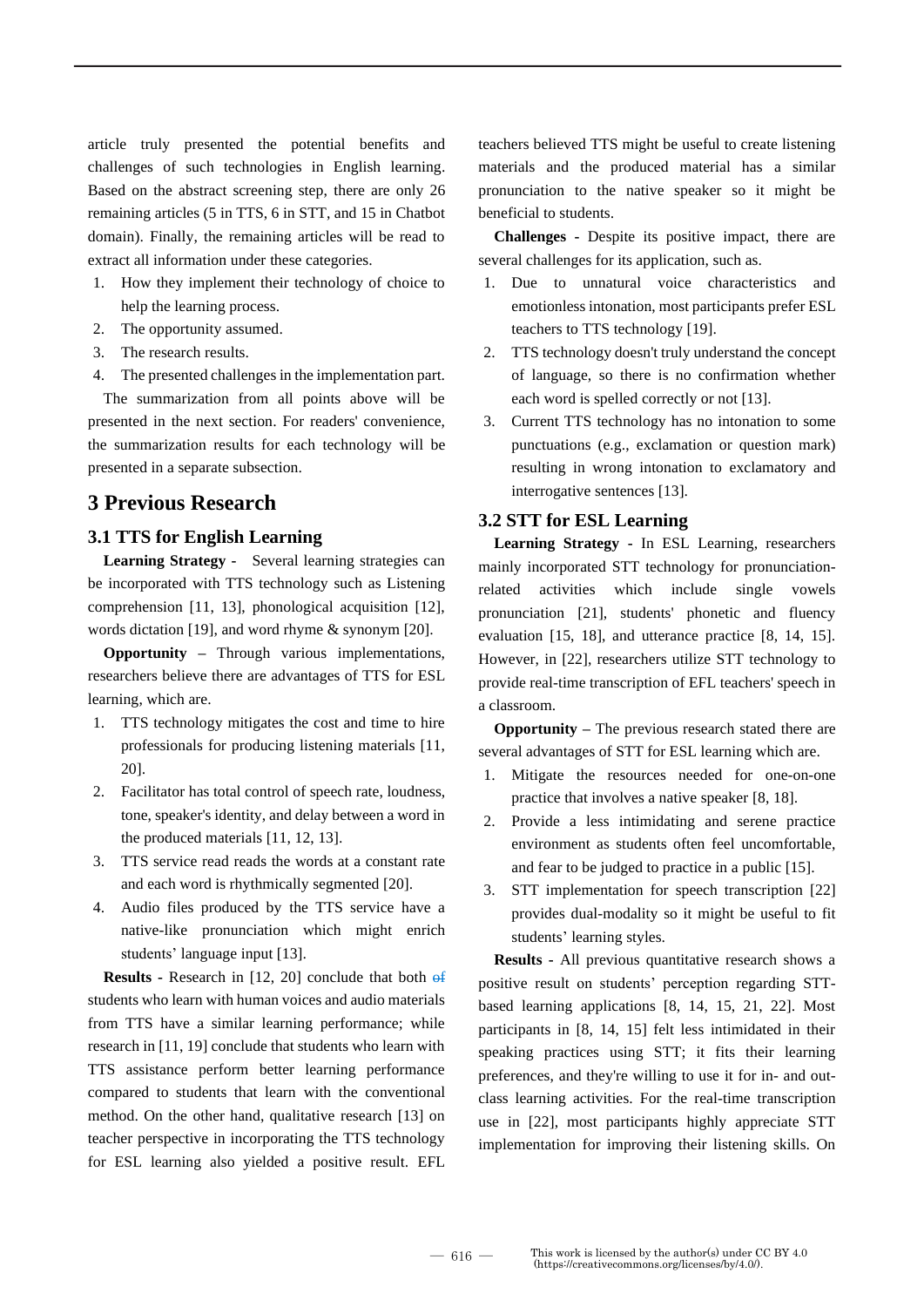article truly presented the potential benefits and challenges of such technologies in English learning. Based on the abstract screening step, there are only 26 remaining articles (5 in TTS, 6 in STT, and 15 in Chatbot domain). Finally, the remaining articles will be read to extract all information under these categories.

1. How they implement their technology of choice to help the learning process.
2. The opportunity assumed.
3. The research results.
4. The presented challenges in the implementation part.

The summarization from all points above will be presented in the next section. For readers' convenience, the summarization results for each technology will be presented in a separate subsection.

## 3 Previous Research

### 3.1 TTS for English Learning

**Learning Strategy -** Several learning strategies can be incorporated with TTS technology such as Listening comprehension [11, 13], phonological acquisition [12], words dictation [19], and word rhyme & synonym [20].

**Opportunity –** Through various implementations, researchers believe there are advantages of TTS for ESL learning, which are.

1. TTS technology mitigates the cost and time to hire professionals for producing listening materials [11, 20].
2. Facilitator has total control of speech rate, loudness, tone, speaker's identity, and delay between a word in the produced materials [11, 12, 13].
3. TTS service read reads the words at a constant rate and each word is rhythmically segmented [20].
4. Audio files produced by the TTS service have a native-like pronunciation which might enrich students' language input [13].

**Results -** Research in [12, 20] conclude that both of students who learn with human voices and audio materials from TTS have a similar learning performance; while research in [11, 19] conclude that students who learn with TTS assistance perform better learning performance compared to students that learn with the conventional method. On the other hand, qualitative research [13] on teacher perspective in incorporating the TTS technology for ESL learning also yielded a positive result. EFL teachers believed TTS might be useful to create listening materials and the produced material has a similar pronunciation to the native speaker so it might be beneficial to students.

**Challenges -** Despite its positive impact, there are several challenges for its application, such as.

1. Due to unnatural voice characteristics and emotionless intonation, most participants prefer ESL teachers to TTS technology [19].
2. TTS technology doesn't truly understand the concept of language, so there is no confirmation whether each word is spelled correctly or not [13].
3. Current TTS technology has no intonation to some punctuations (e.g., exclamation or question mark) resulting in wrong intonation to exclamatory and interrogative sentences [13].

### 3.2 STT for ESL Learning

**Learning Strategy -** In ESL Learning, researchers mainly incorporated STT technology for pronunciation-related activities which include single vowels pronunciation [21], students' phonetic and fluency evaluation [15, 18], and utterance practice [8, 14, 15]. However, in [22], researchers utilize STT technology to provide real-time transcription of EFL teachers' speech in a classroom.

**Opportunity –** The previous research stated there are several advantages of STT for ESL learning which are.

1. Mitigate the resources needed for one-on-one practice that involves a native speaker [8, 18].
2. Provide a less intimidating and serene practice environment as students often feel uncomfortable, and fear to be judged to practice in a public [15].
3. STT implementation for speech transcription [22] provides dual-modality so it might be useful to fit students' learning styles.

**Results -** All previous quantitative research shows a positive result on students' perception regarding STT-based learning applications [8, 14, 15, 21, 22]. Most participants in [8, 14, 15] felt less intimidated in their speaking practices using STT; it fits their learning preferences, and they're willing to use it for in- and out-class learning activities. For the real-time transcription use in [22], most participants highly appreciate STT implementation for improving their listening skills. On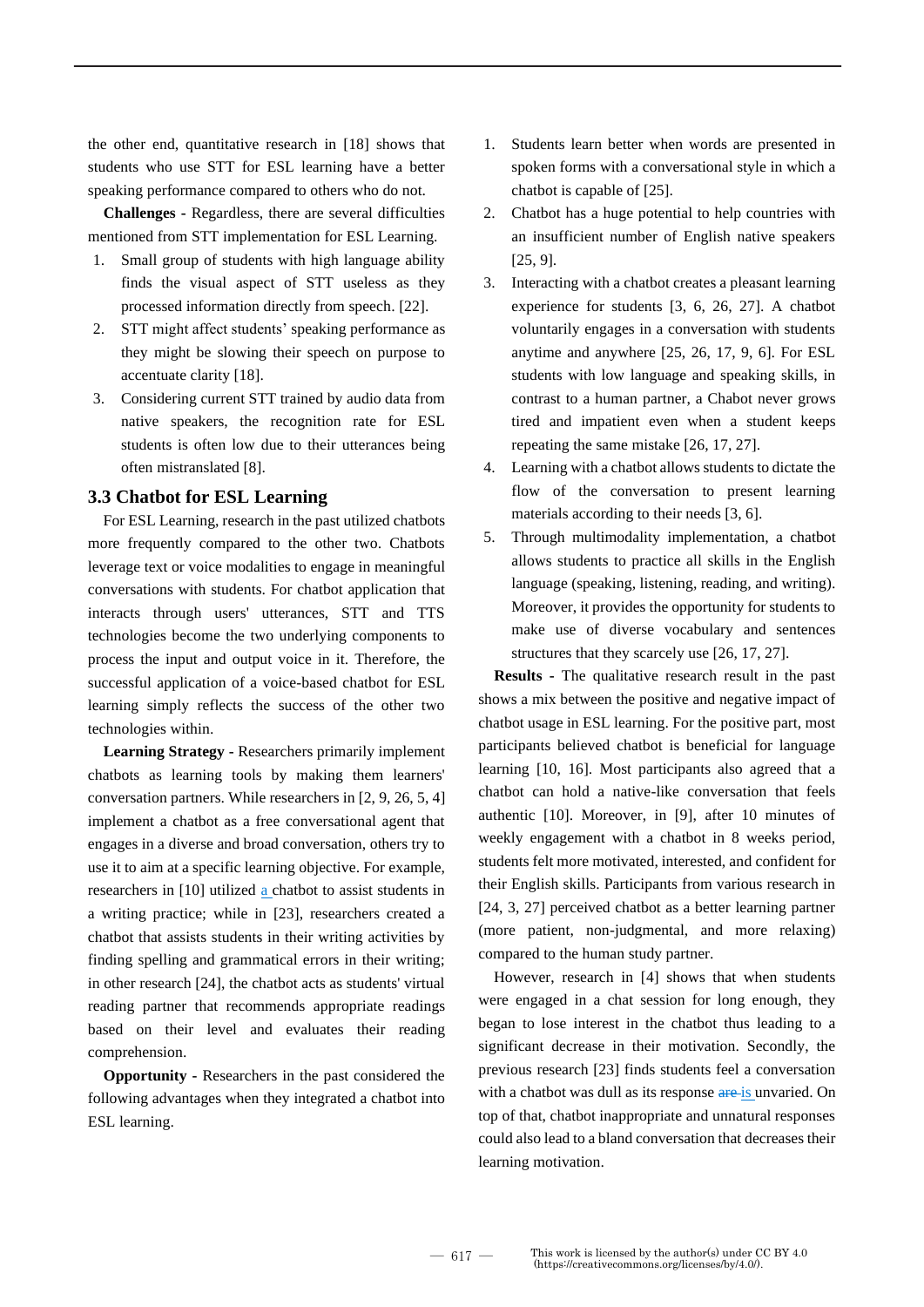the other end, quantitative research in [18] shows that students who use STT for ESL learning have a better speaking performance compared to others who do not.

**Challenges -** Regardless, there are several difficulties mentioned from STT implementation for ESL Learning.

1. Small group of students with high language ability finds the visual aspect of STT useless as they processed information directly from speech. [22].
2. STT might affect students' speaking performance as they might be slowing their speech on purpose to accentuate clarity [18].
3. Considering current STT trained by audio data from native speakers, the recognition rate for ESL students is often low due to their utterances being often mistranslated [8].

### 3.3 Chatbot for ESL Learning

For ESL Learning, research in the past utilized chatbots more frequently compared to the other two. Chatbots leverage text or voice modalities to engage in meaningful conversations with students. For chatbot application that interacts through users' utterances, STT and TTS technologies become the two underlying components to process the input and output voice in it. Therefore, the successful application of a voice-based chatbot for ESL learning simply reflects the success of the other two technologies within.

**Learning Strategy -** Researchers primarily implement chatbots as learning tools by making them learners' conversation partners. While researchers in [2, 9, 26, 5, 4] implement a chatbot as a free conversational agent that engages in a diverse and broad conversation, others try to use it to aim at a specific learning objective. For example, researchers in [10] utilized a chatbot to assist students in a writing practice; while in [23], researchers created a chatbot that assists students in their writing activities by finding spelling and grammatical errors in their writing; in other research [24], the chatbot acts as students' virtual reading partner that recommends appropriate readings based on their level and evaluates their reading comprehension.

**Opportunity -** Researchers in the past considered the following advantages when they integrated a chatbot into ESL learning.

1. Students learn better when words are presented in spoken forms with a conversational style in which a chatbot is capable of [25].
2. Chatbot has a huge potential to help countries with an insufficient number of English native speakers [25, 9].
3. Interacting with a chatbot creates a pleasant learning experience for students [3, 6, 26, 27]. A chatbot voluntarily engages in a conversation with students anytime and anywhere [25, 26, 17, 9, 6]. For ESL students with low language and speaking skills, in contrast to a human partner, a Chabot never grows tired and impatient even when a student keeps repeating the same mistake [26, 17, 27].
4. Learning with a chatbot allows students to dictate the flow of the conversation to present learning materials according to their needs [3, 6].
5. Through multimodality implementation, a chatbot allows students to practice all skills in the English language (speaking, listening, reading, and writing). Moreover, it provides the opportunity for students to make use of diverse vocabulary and sentences structures that they scarcely use [26, 17, 27].

**Results -** The qualitative research result in the past shows a mix between the positive and negative impact of chatbot usage in ESL learning. For the positive part, most participants believed chatbot is beneficial for language learning [10, 16]. Most participants also agreed that a chatbot can hold a native-like conversation that feels authentic [10]. Moreover, in [9], after 10 minutes of weekly engagement with a chatbot in 8 weeks period, students felt more motivated, interested, and confident for their English skills. Participants from various research in [24, 3, 27] perceived chatbot as a better learning partner (more patient, non-judgmental, and more relaxing) compared to the human study partner.

However, research in [4] shows that when students were engaged in a chat session for long enough, they began to lose interest in the chatbot thus leading to a significant decrease in their motivation. Secondly, the previous research [23] finds students feel a conversation with a chatbot was dull as its response ~~are~~ is unvaried. On top of that, chatbot inappropriate and unnatural responses could also lead to a bland conversation that decreases their learning motivation.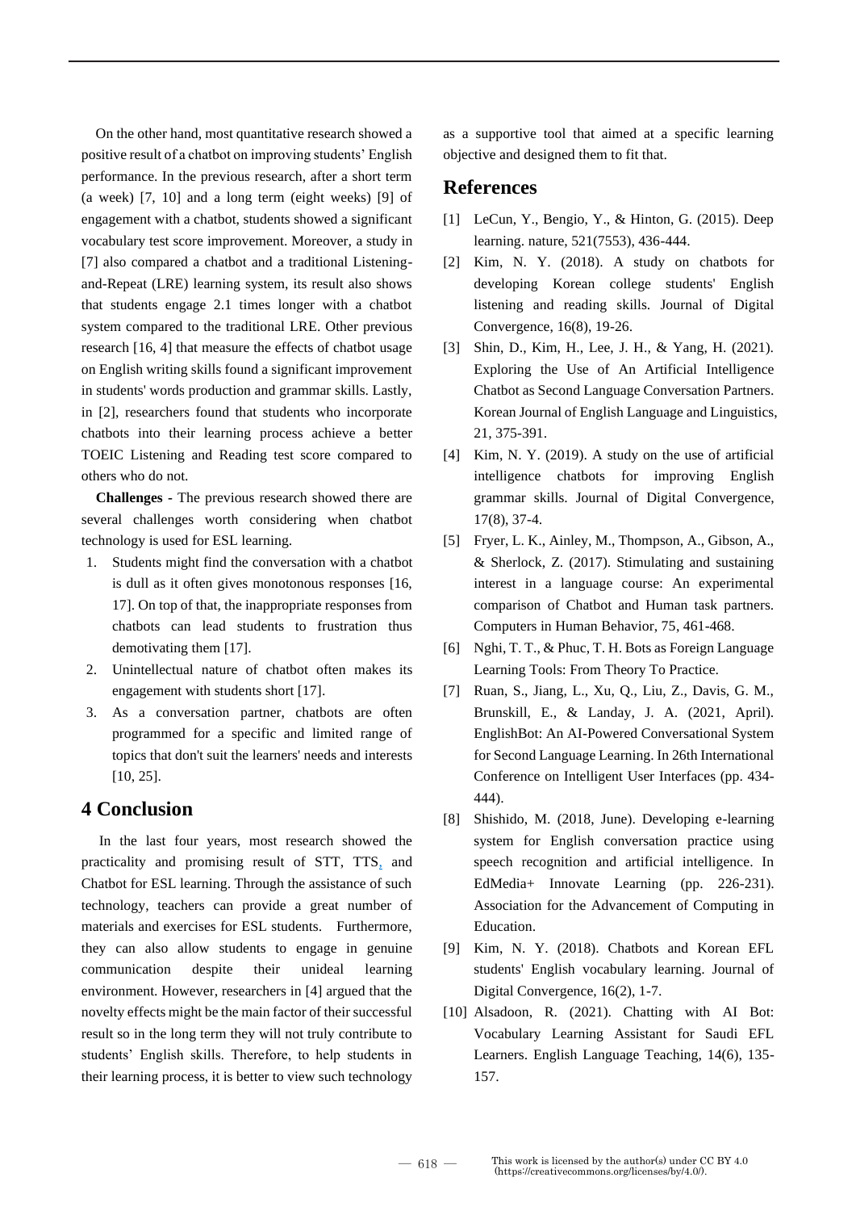On the other hand, most quantitative research showed a positive result of a chatbot on improving students' English performance. In the previous research, after a short term (a week) [7, 10] and a long term (eight weeks) [9] of engagement with a chatbot, students showed a significant vocabulary test score improvement. Moreover, a study in [7] also compared a chatbot and a traditional Listening-and-Repeat (LRE) learning system, its result also shows that students engage 2.1 times longer with a chatbot system compared to the traditional LRE. Other previous research [16, 4] that measure the effects of chatbot usage on English writing skills found a significant improvement in students' words production and grammar skills. Lastly, in [2], researchers found that students who incorporate chatbots into their learning process achieve a better TOEIC Listening and Reading test score compared to others who do not.

**Challenges -** The previous research showed there are several challenges worth considering when chatbot technology is used for ESL learning.

1. Students might find the conversation with a chatbot is dull as it often gives monotonous responses [16, 17]. On top of that, the inappropriate responses from chatbots can lead students to frustration thus demotivating them [17].
2. Unintellectual nature of chatbot often makes its engagement with students short [17].
3. As a conversation partner, chatbots are often programmed for a specific and limited range of topics that don't suit the learners' needs and interests [10, 25].

## 4 Conclusion

In the last four years, most research showed the practicality and promising result of STT, TTS, and Chatbot for ESL learning. Through the assistance of such technology, teachers can provide a great number of materials and exercises for ESL students. Furthermore, they can also allow students to engage in genuine communication despite their unideal learning environment. However, researchers in [4] argued that the novelty effects might be the main factor of their successful result so in the long term they will not truly contribute to students' English skills. Therefore, to help students in their learning process, it is better to view such technology as a supportive tool that aimed at a specific learning objective and designed them to fit that.

## References

[1] LeCun, Y., Bengio, Y., & Hinton, G. (2015). Deep learning. nature, 521(7553), 436-444.

[2] Kim, N. Y. (2018). A study on chatbots for developing Korean college students' English listening and reading skills. Journal of Digital Convergence, 16(8), 19-26.

[3] Shin, D., Kim, H., Lee, J. H., & Yang, H. (2021). Exploring the Use of An Artificial Intelligence Chatbot as Second Language Conversation Partners. Korean Journal of English Language and Linguistics, 21, 375-391.

[4] Kim, N. Y. (2019). A study on the use of artificial intelligence chatbots for improving English grammar skills. Journal of Digital Convergence, 17(8), 37-4.

[5] Fryer, L. K., Ainley, M., Thompson, A., Gibson, A., & Sherlock, Z. (2017). Stimulating and sustaining interest in a language course: An experimental comparison of Chatbot and Human task partners. Computers in Human Behavior, 75, 461-468.

[6] Nghi, T. T., & Phuc, T. H. Bots as Foreign Language Learning Tools: From Theory To Practice.

[7] Ruan, S., Jiang, L., Xu, Q., Liu, Z., Davis, G. M., Brunskill, E., & Landay, J. A. (2021, April). EnglishBot: An AI-Powered Conversational System for Second Language Learning. In 26th International Conference on Intelligent User Interfaces (pp. 434-444).

[8] Shishido, M. (2018, June). Developing e-learning system for English conversation practice using speech recognition and artificial intelligence. In EdMedia+ Innovate Learning (pp. 226-231). Association for the Advancement of Computing in Education.

[9] Kim, N. Y. (2018). Chatbots and Korean EFL students' English vocabulary learning. Journal of Digital Convergence, 16(2), 1-7.

[10] Alsadoon, R. (2021). Chatting with AI Bot: Vocabulary Learning Assistant for Saudi EFL Learners. English Language Teaching, 14(6), 135-157.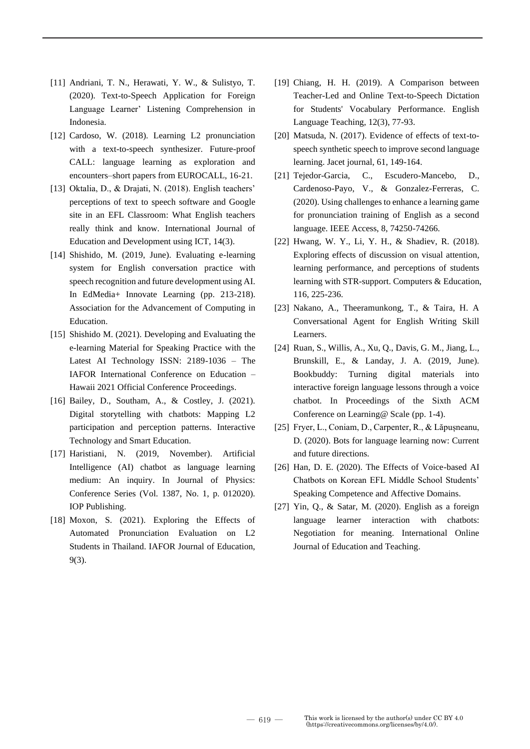[11] Andriani, T. N., Herawati, Y. W., & Sulistyo, T. (2020). Text-to-Speech Application for Foreign Language Learner' Listening Comprehension in Indonesia.

[12] Cardoso, W. (2018). Learning L2 pronunciation with a text-to-speech synthesizer. Future-proof CALL: language learning as exploration and encounters–short papers from EUROCALL, 16-21.

[13] Oktalia, D., & Drajati, N. (2018). English teachers' perceptions of text to speech software and Google site in an EFL Classroom: What English teachers really think and know. International Journal of Education and Development using ICT, 14(3).

[14] Shishido, M. (2019, June). Evaluating e-learning system for English conversation practice with speech recognition and future development using AI. In EdMedia+ Innovate Learning (pp. 213-218). Association for the Advancement of Computing in Education.

[15] Shishido M. (2021). Developing and Evaluating the e-learning Material for Speaking Practice with the Latest AI Technology ISSN: 2189-1036 – The IAFOR International Conference on Education – Hawaii 2021 Official Conference Proceedings.

[16] Bailey, D., Southam, A., & Costley, J. (2021). Digital storytelling with chatbots: Mapping L2 participation and perception patterns. Interactive Technology and Smart Education.

[17] Haristiani, N. (2019, November). Artificial Intelligence (AI) chatbot as language learning medium: An inquiry. In Journal of Physics: Conference Series (Vol. 1387, No. 1, p. 012020). IOP Publishing.

[18] Moxon, S. (2021). Exploring the Effects of Automated Pronunciation Evaluation on L2 Students in Thailand. IAFOR Journal of Education, 9(3).

[19] Chiang, H. H. (2019). A Comparison between Teacher-Led and Online Text-to-Speech Dictation for Students' Vocabulary Performance. English Language Teaching, 12(3), 77-93.

[20] Matsuda, N. (2017). Evidence of effects of text-to-speech synthetic speech to improve second language learning. Jacet journal, 61, 149-164.

[21] Tejedor-Garcia, C., Escudero-Mancebo, D., Cardenoso-Payo, V., & Gonzalez-Ferreras, C. (2020). Using challenges to enhance a learning game for pronunciation training of English as a second language. IEEE Access, 8, 74250-74266.

[22] Hwang, W. Y., Li, Y. H., & Shadiev, R. (2018). Exploring effects of discussion on visual attention, learning performance, and perceptions of students learning with STR-support. Computers & Education, 116, 225-236.

[23] Nakano, A., Theeramunkong, T., & Taira, H. A Conversational Agent for English Writing Skill Learners.

[24] Ruan, S., Willis, A., Xu, Q., Davis, G. M., Jiang, L., Brunskill, E., & Landay, J. A. (2019, June). Bookbuddy: Turning digital materials into interactive foreign language lessons through a voice chatbot. In Proceedings of the Sixth ACM Conference on Learning@ Scale (pp. 1-4).

[25] Fryer, L., Coniam, D., Carpenter, R., & Lăpușneanu, D. (2020). Bots for language learning now: Current and future directions.

[26] Han, D. E. (2020). The Effects of Voice-based AI Chatbots on Korean EFL Middle School Students' Speaking Competence and Affective Domains.

[27] Yin, Q., & Satar, M. (2020). English as a foreign language learner interaction with chatbots: Negotiation for meaning. International Online Journal of Education and Teaching.

This work is licensed by the author(s) under CC BY 4.0 (https://creativecommons.org/licenses/by/4.0/).